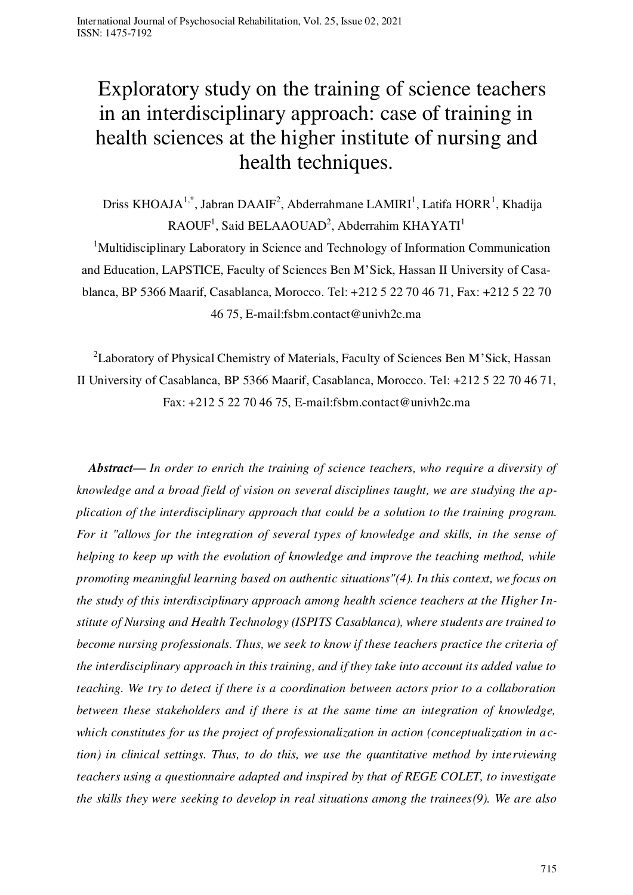# Exploratory study on the training of science teachers in an interdisciplinary approach: case of training in health sciences at the higher institute of nursing and health techniques.

Driss KHOAJA[1,*], Jabran DAAIF[2], Abderrahmane LAMIRI[1], Latifa HORR[1], Khadija RAOUF[1], Said BELAAOUAD[2], Abderrahim KHAYATI[1]

[1]Multidisciplinary Laboratory in Science and Technology of Information Communication and Education, LAPSTICE, Faculty of Sciences Ben M'Sick, Hassan II University of Casablanca, BP 5366 Maarif, Casablanca, Morocco. Tel: +212 5 22 70 46 71, Fax: +212 5 22 70 46 75, E-mail:fsbm.contact@univh2c.ma

[2]Laboratory of Physical Chemistry of Materials, Faculty of Sciences Ben M'Sick, Hassan II University of Casablanca, BP 5366 Maarif, Casablanca, Morocco. Tel: +212 5 22 70 46 71, Fax: +212 5 22 70 46 75, E-mail:fsbm.contact@univh2c.ma

***Abstract***— *In order to enrich the training of science teachers, who require a diversity of knowledge and a broad field of vision on several disciplines taught, we are studying the application of the interdisciplinary approach that could be a solution to the training program. For it "allows for the integration of several types of knowledge and skills, in the sense of helping to keep up with the evolution of knowledge and improve the teaching method, while promoting meaningful learning based on authentic situations"(4). In this context, we focus on the study of this interdisciplinary approach among health science teachers at the Higher Institute of Nursing and Health Technology (ISPITS Casablanca), where students are trained to become nursing professionals. Thus, we seek to know if these teachers practice the criteria of the interdisciplinary approach in this training, and if they take into account its added value to teaching. We try to detect if there is a coordination between actors prior to a collaboration between these stakeholders and if there is at the same time an integration of knowledge, which constitutes for us the project of professionalization in action (conceptualization in action) in clinical settings. Thus, to do this, we use the quantitative method by interviewing teachers using a questionnaire adapted and inspired by that of REGE COLET, to investigate the skills they were seeking to develop in real situations among the trainees(9). We are also*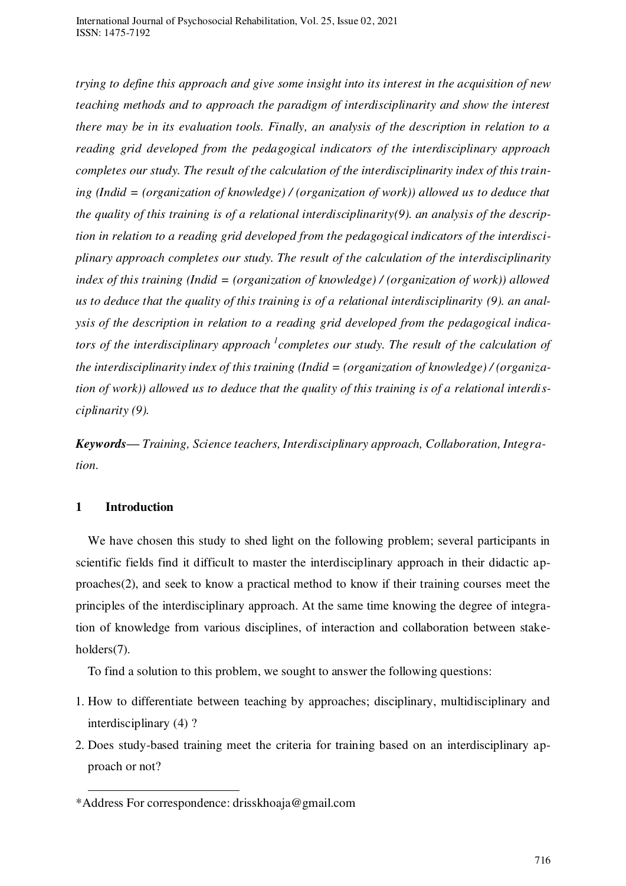*trying to define this approach and give some insight into its interest in the acquisition of new teaching methods and to approach the paradigm of interdisciplinarity and show the interest there may be in its evaluation tools. Finally, an analysis of the description in relation to a reading grid developed from the pedagogical indicators of the interdisciplinary approach completes our study. The result of the calculation of the interdisciplinarity index of this training (Indid = (organization of knowledge) / (organization of work)) allowed us to deduce that the quality of this training is of a relational interdisciplinarity(9). an analysis of the description in relation to a reading grid developed from the pedagogical indicators of the interdisciplinary approach completes our study. The result of the calculation of the interdisciplinarity index of this training (Indid = (organization of knowledge) / (organization of work)) allowed us to deduce that the quality of this training is of a relational interdisciplinarity (9). an analysis of the description in relation to a reading grid developed from the pedagogical indicators of the interdisciplinary approach [1]completes our study. The result of the calculation of the interdisciplinarity index of this training (Indid = (organization of knowledge) / (organization of work)) allowed us to deduce that the quality of this training is of a relational interdisciplinarity (9).*

***Keywords***— *Training, Science teachers, Interdisciplinary approach, Collaboration, Integration.*

## 1 Introduction

We have chosen this study to shed light on the following problem; several participants in scientific fields find it difficult to master the interdisciplinary approach in their didactic approaches(2), and seek to know a practical method to know if their training courses meet the principles of the interdisciplinary approach. At the same time knowing the degree of integration of knowledge from various disciplines, of interaction and collaboration between stakeholders(7).

To find a solution to this problem, we sought to answer the following questions:

1. How to differentiate between teaching by approaches; disciplinary, multidisciplinary and interdisciplinary (4) ?
2. Does study-based training meet the criteria for training based on an interdisciplinary approach or not?

---

*Address For correspondence: drisskhoaja@gmail.com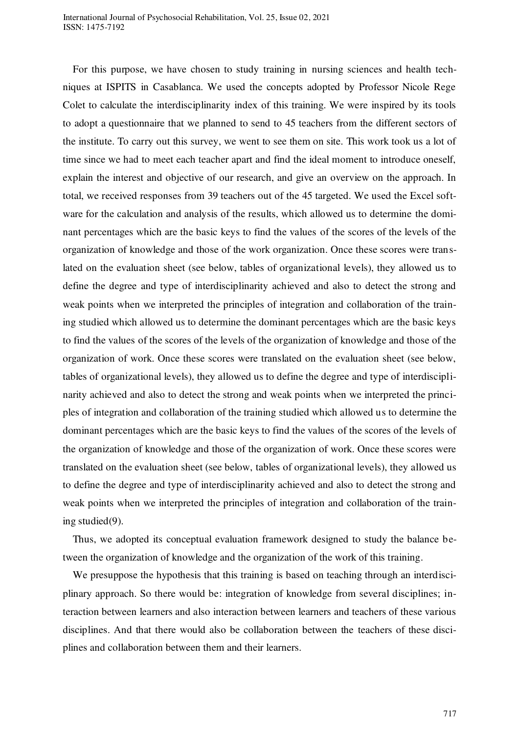For this purpose, we have chosen to study training in nursing sciences and health techniques at ISPITS in Casablanca. We used the concepts adopted by Professor Nicole Rege Colet to calculate the interdisciplinarity index of this training. We were inspired by its tools to adopt a questionnaire that we planned to send to 45 teachers from the different sectors of the institute. To carry out this survey, we went to see them on site. This work took us a lot of time since we had to meet each teacher apart and find the ideal moment to introduce oneself, explain the interest and objective of our research, and give an overview on the approach. In total, we received responses from 39 teachers out of the 45 targeted. We used the Excel software for the calculation and analysis of the results, which allowed us to determine the dominant percentages which are the basic keys to find the values of the scores of the levels of the organization of knowledge and those of the work organization. Once these scores were translated on the evaluation sheet (see below, tables of organizational levels), they allowed us to define the degree and type of interdisciplinarity achieved and also to detect the strong and weak points when we interpreted the principles of integration and collaboration of the training studied which allowed us to determine the dominant percentages which are the basic keys to find the values of the scores of the levels of the organization of knowledge and those of the organization of work. Once these scores were translated on the evaluation sheet (see below, tables of organizational levels), they allowed us to define the degree and type of interdisciplinarity achieved and also to detect the strong and weak points when we interpreted the principles of integration and collaboration of the training studied which allowed us to determine the dominant percentages which are the basic keys to find the values of the scores of the levels of the organization of knowledge and those of the organization of work. Once these scores were translated on the evaluation sheet (see below, tables of organizational levels), they allowed us to define the degree and type of interdisciplinarity achieved and also to detect the strong and weak points when we interpreted the principles of integration and collaboration of the training studied(9).

Thus, we adopted its conceptual evaluation framework designed to study the balance between the organization of knowledge and the organization of the work of this training.

We presuppose the hypothesis that this training is based on teaching through an interdisciplinary approach. So there would be: integration of knowledge from several disciplines; interaction between learners and also interaction between learners and teachers of these various disciplines. And that there would also be collaboration between the teachers of these disciplines and collaboration between them and their learners.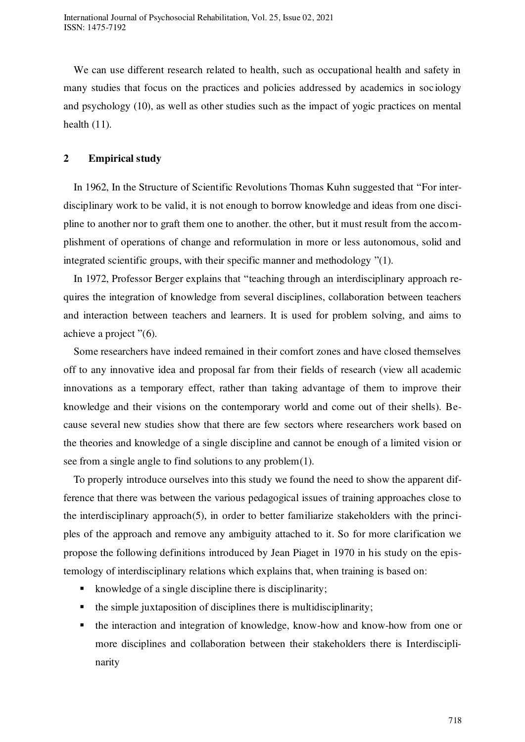We can use different research related to health, such as occupational health and safety in many studies that focus on the practices and policies addressed by academics in sociology and psychology (10), as well as other studies such as the impact of yogic practices on mental health (11).

## 2 Empirical study

In 1962, In the Structure of Scientific Revolutions Thomas Kuhn suggested that "For interdisciplinary work to be valid, it is not enough to borrow knowledge and ideas from one discipline to another nor to graft them one to another. the other, but it must result from the accomplishment of operations of change and reformulation in more or less autonomous, solid and integrated scientific groups, with their specific manner and methodology "(1).

In 1972, Professor Berger explains that "teaching through an interdisciplinary approach requires the integration of knowledge from several disciplines, collaboration between teachers and interaction between teachers and learners. It is used for problem solving, and aims to achieve a project "(6).

Some researchers have indeed remained in their comfort zones and have closed themselves off to any innovative idea and proposal far from their fields of research (view all academic innovations as a temporary effect, rather than taking advantage of them to improve their knowledge and their visions on the contemporary world and come out of their shells). Because several new studies show that there are few sectors where researchers work based on the theories and knowledge of a single discipline and cannot be enough of a limited vision or see from a single angle to find solutions to any problem(1).

To properly introduce ourselves into this study we found the need to show the apparent difference that there was between the various pedagogical issues of training approaches close to the interdisciplinary approach(5), in order to better familiarize stakeholders with the principles of the approach and remove any ambiguity attached to it. So for more clarification we propose the following definitions introduced by Jean Piaget in 1970 in his study on the epistemology of interdisciplinary relations which explains that, when training is based on:

- knowledge of a single discipline there is disciplinarity;
- the simple juxtaposition of disciplines there is multidisciplinarity;
- the interaction and integration of knowledge, know-how and know-how from one or more disciplines and collaboration between their stakeholders there is Interdisciplinarity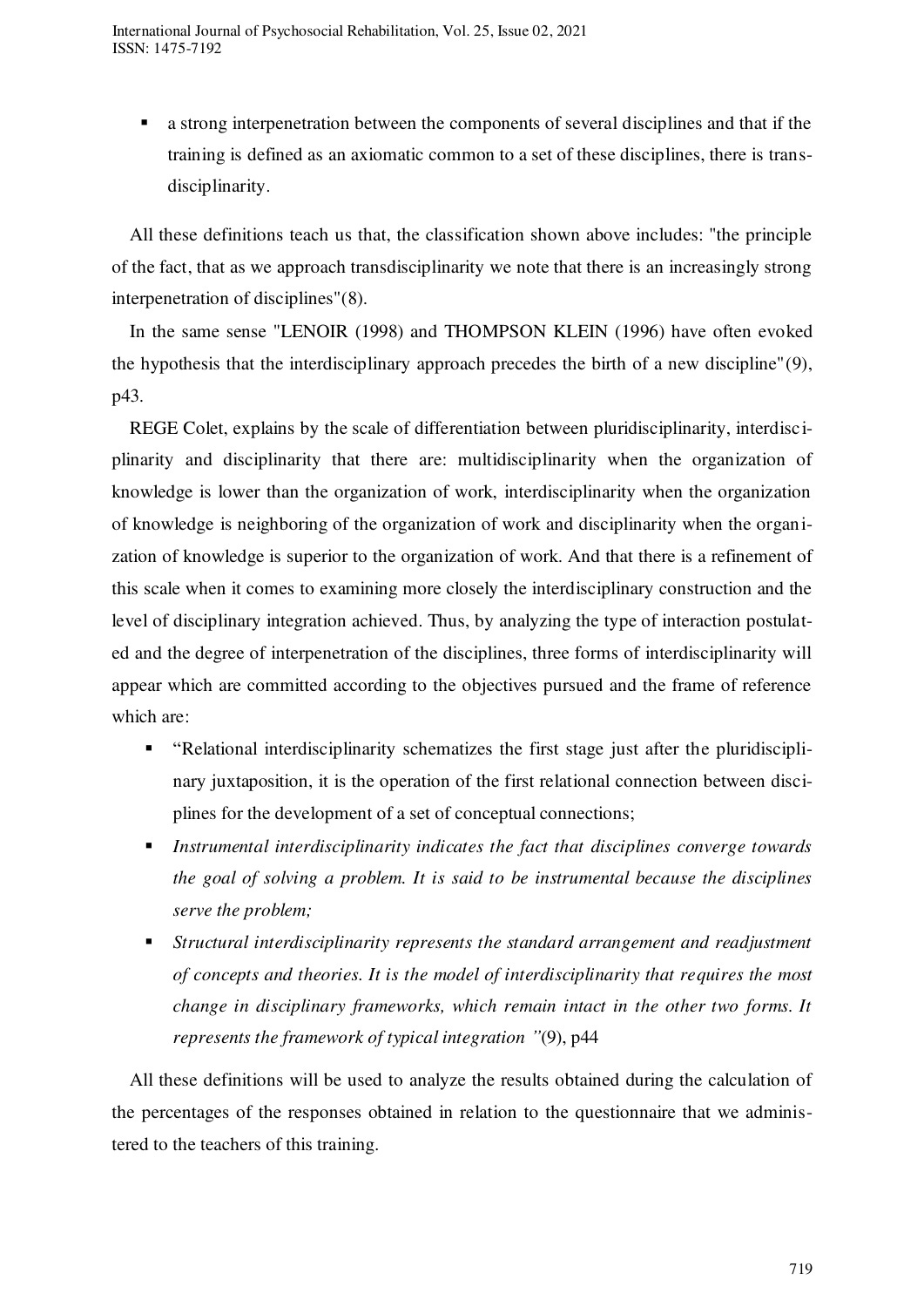- a strong interpenetration between the components of several disciplines and that if the training is defined as an axiomatic common to a set of these disciplines, there is trans-disciplinarity.

All these definitions teach us that, the classification shown above includes: "the principle of the fact, that as we approach transdisciplinarity we note that there is an increasingly strong interpenetration of disciplines"(8).

In the same sense "LENOIR (1998) and THOMPSON KLEIN (1996) have often evoked the hypothesis that the interdisciplinary approach precedes the birth of a new discipline"(9), p43.

REGE Colet, explains by the scale of differentiation between pluridisciplinarity, interdisciplinarity and disciplinarity that there are: multidisciplinarity when the organization of knowledge is lower than the organization of work, interdisciplinarity when the organization of knowledge is neighboring of the organization of work and disciplinarity when the organization of knowledge is superior to the organization of work. And that there is a refinement of this scale when it comes to examining more closely the interdisciplinary construction and the level of disciplinary integration achieved. Thus, by analyzing the type of interaction postulated and the degree of interpenetration of the disciplines, three forms of interdisciplinarity will appear which are committed according to the objectives pursued and the frame of reference which are:

- "Relational interdisciplinarity schematizes the first stage just after the pluridisciplinary juxtaposition, it is the operation of the first relational connection between disciplines for the development of a set of conceptual connections;
- *Instrumental interdisciplinarity indicates the fact that disciplines converge towards the goal of solving a problem. It is said to be instrumental because the disciplines serve the problem;*
- *Structural interdisciplinarity represents the standard arrangement and readjustment of concepts and theories. It is the model of interdisciplinarity that requires the most change in disciplinary frameworks, which remain intact in the other two forms. It represents the framework of typical integration "*(9), p44

All these definitions will be used to analyze the results obtained during the calculation of the percentages of the responses obtained in relation to the questionnaire that we administered to the teachers of this training.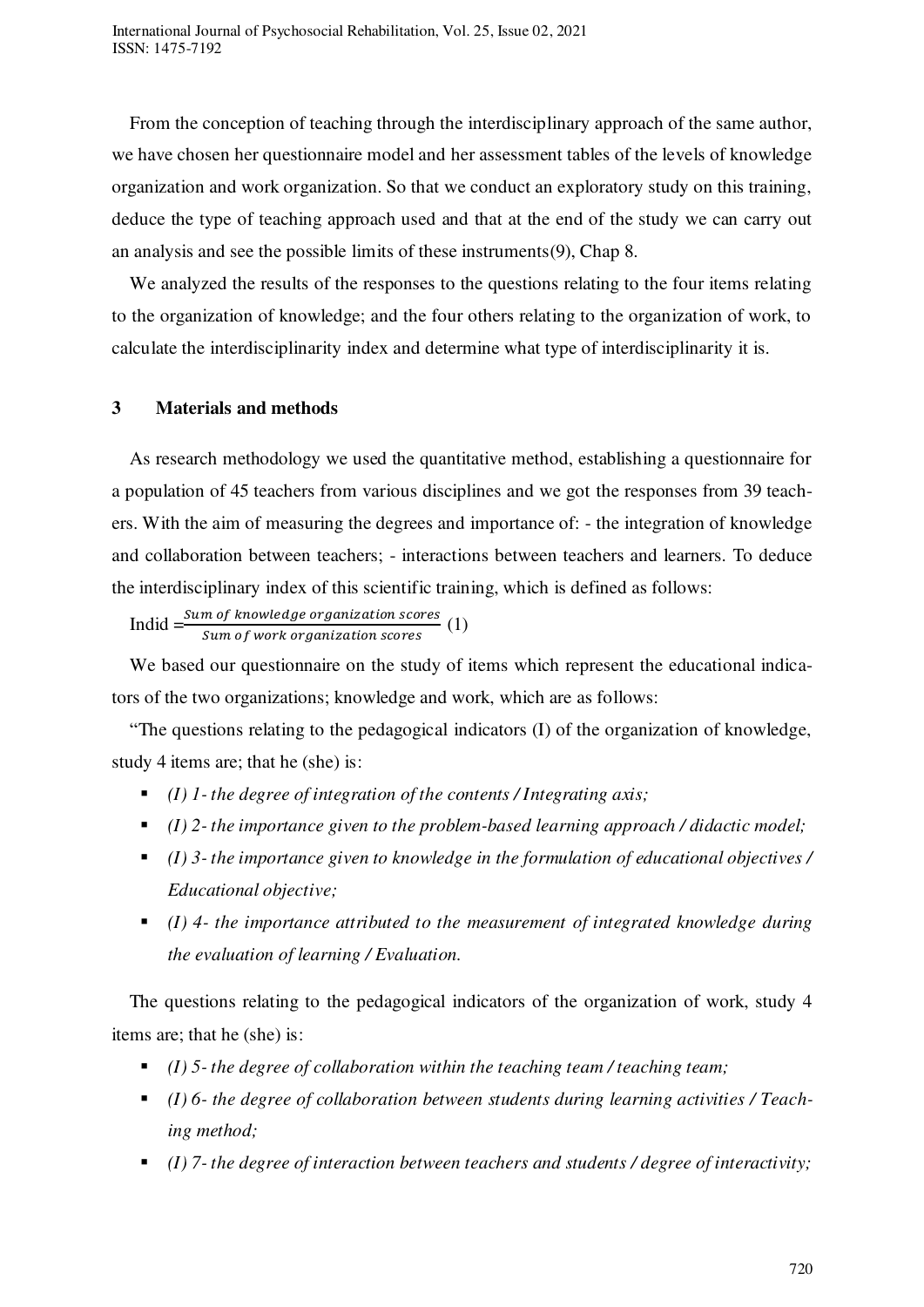From the conception of teaching through the interdisciplinary approach of the same author, we have chosen her questionnaire model and her assessment tables of the levels of knowledge organization and work organization. So that we conduct an exploratory study on this training, deduce the type of teaching approach used and that at the end of the study we can carry out an analysis and see the possible limits of these instruments(9), Chap 8.

We analyzed the results of the responses to the questions relating to the four items relating to the organization of knowledge; and the four others relating to the organization of work, to calculate the interdisciplinarity index and determine what type of interdisciplinarity it is.

## 3 Materials and methods

As research methodology we used the quantitative method, establishing a questionnaire for a population of 45 teachers from various disciplines and we got the responses from 39 teachers. With the aim of measuring the degrees and importance of: - the integration of knowledge and collaboration between teachers; - interactions between teachers and learners. To deduce the interdisciplinary index of this scientific training, which is defined as follows:

$$\text{Indid} = \frac{\textit{Sum of knowledge organization scores}}{\textit{Sum of work organization scores}} \quad (1)$$

We based our questionnaire on the study of items which represent the educational indicators of the two organizations; knowledge and work, which are as follows:

"The questions relating to the pedagogical indicators (I) of the organization of knowledge, study 4 items are; that he (she) is:

- *(I) 1- the degree of integration of the contents / Integrating axis;*
- *(I) 2- the importance given to the problem-based learning approach / didactic model;*
- *(I) 3- the importance given to knowledge in the formulation of educational objectives / Educational objective;*
- *(I) 4- the importance attributed to the measurement of integrated knowledge during the evaluation of learning / Evaluation.*

The questions relating to the pedagogical indicators of the organization of work, study 4 items are; that he (she) is:

- *(I) 5- the degree of collaboration within the teaching team / teaching team;*
- *(I) 6- the degree of collaboration between students during learning activities / Teaching method;*
- *(I) 7- the degree of interaction between teachers and students / degree of interactivity;*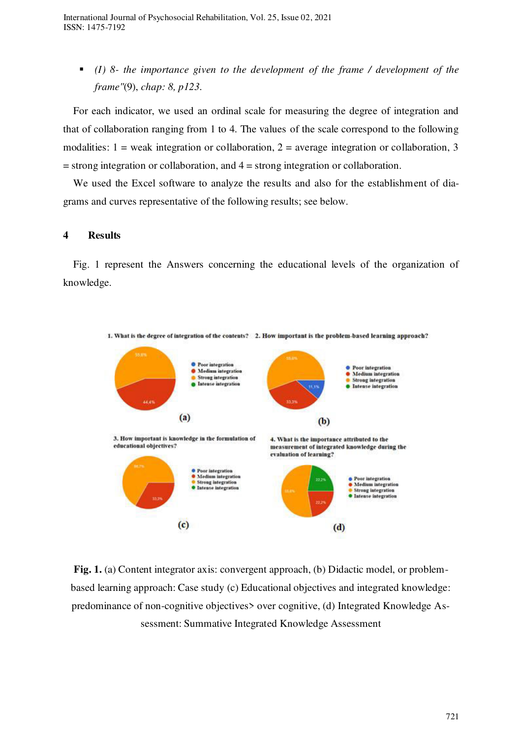- *(I) 8- the importance given to the development of the frame / development of the frame"*(9), *chap: 8, p123.*

For each indicator, we used an ordinal scale for measuring the degree of integration and that of collaboration ranging from 1 to 4. The values of the scale correspond to the following modalities: 1 = weak integration or collaboration, 2 = average integration or collaboration, 3 = strong integration or collaboration, and 4 = strong integration or collaboration.

We used the Excel software to analyze the results and also for the establishment of diagrams and curves representative of the following results; see below.

## 4 Results

Fig. 1 represent the Answers concerning the educational levels of the organization of knowledge.

**Fig. 1.** (a) Content integrator axis: convergent approach, (b) Didactic model, or problem-based learning approach: Case study (c) Educational objectives and integrated knowledge: predominance of non-cognitive objectives> over cognitive, (d) Integrated Knowledge Assessment: Summative Integrated Knowledge Assessment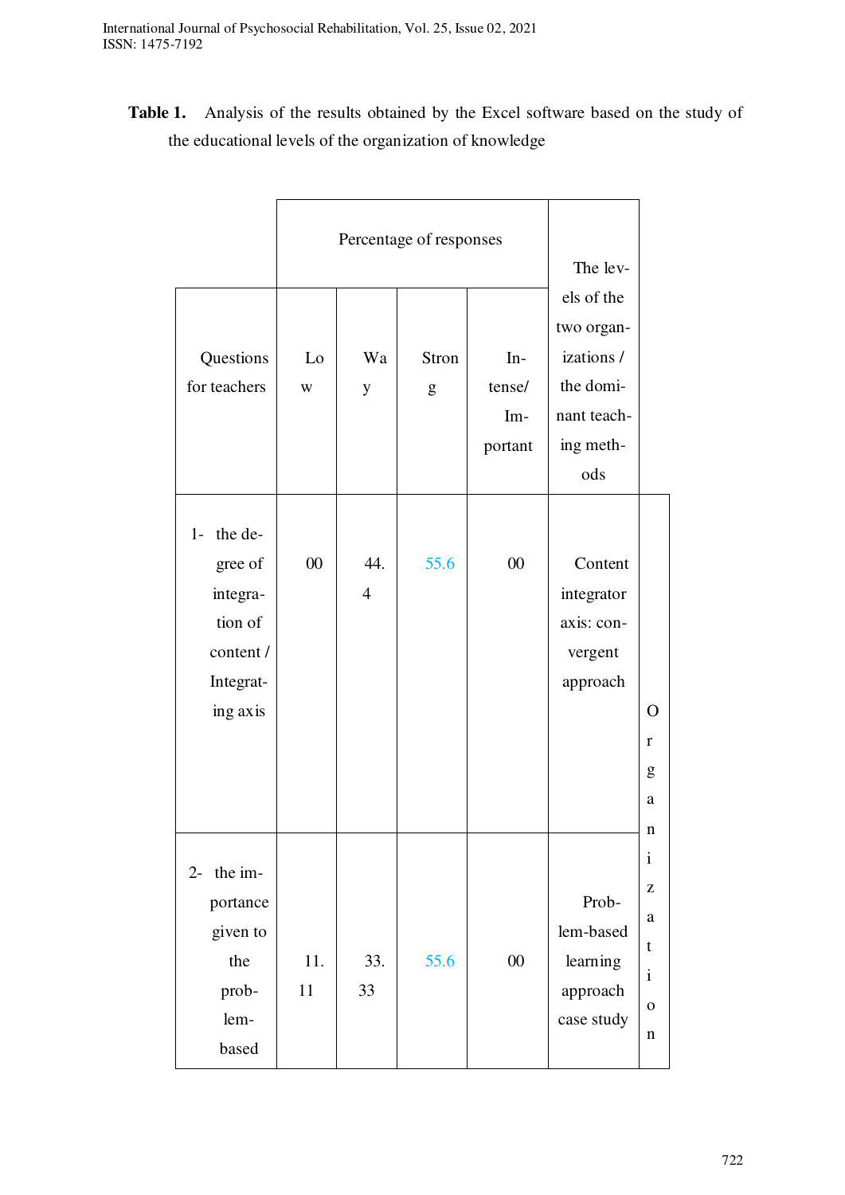**Table 1.** Analysis of the results obtained by the Excel software based on the study of the educational levels of the organization of knowledge

| Questions for teachers | Percentage of responses | | | | The levels of the two organizations / the dominant teaching methods | |
|---|---|---|---|---|---|---|
| | Low | Way | Strong | Intense/ Important | | |
| 1- the degree of integration of content / Integrating axis | 00 | 44.4 | 55.6 | 00 | Content integrator axis: convergent approach | Organization |
| 2- the importance given to the problem-based | 11.11 | 33.33 | 55.6 | 00 | Problem-based learning approach case study | |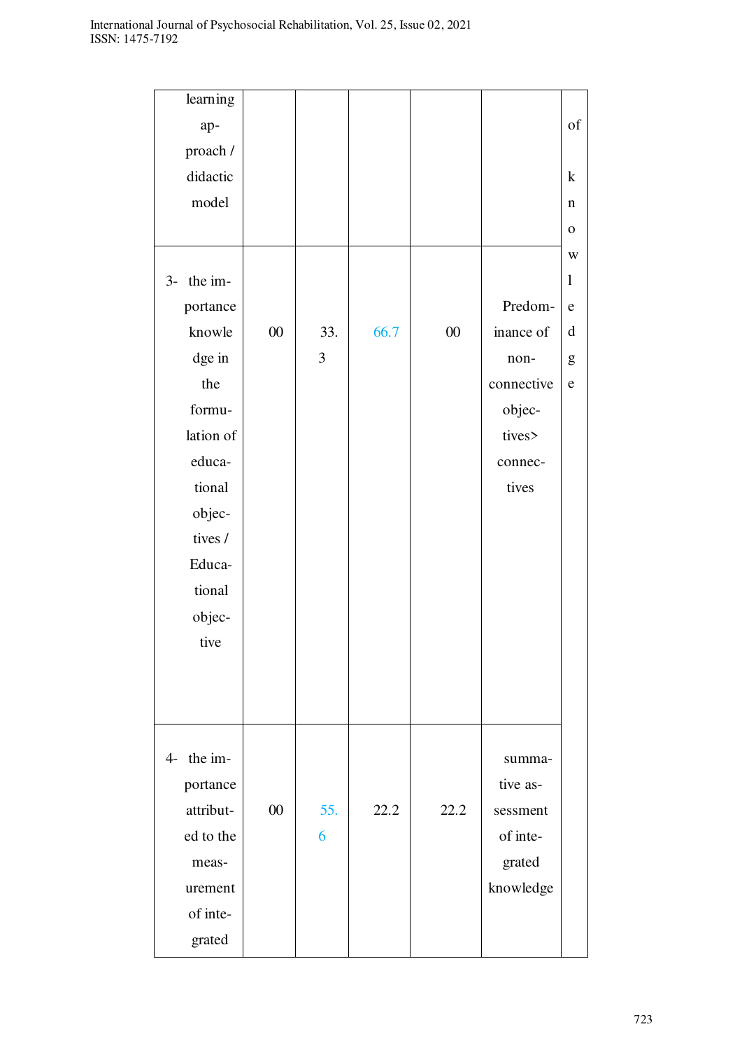| | | | | | | |
|---|---|---|---|---|---|---|
| learning approach / didactic model | | | | | | of knowledge |
| 3- the importance knowledge in the formulation of educational objectives / Educational objective | 00 | 33.3 | 66.7 | 00 | Predominance of non-connective objectives> connectives | |
| 4- the importance attributed to the measurement of integrated | 00 | 55.6 | 22.2 | 22.2 | summative assessment of integrated knowledge | |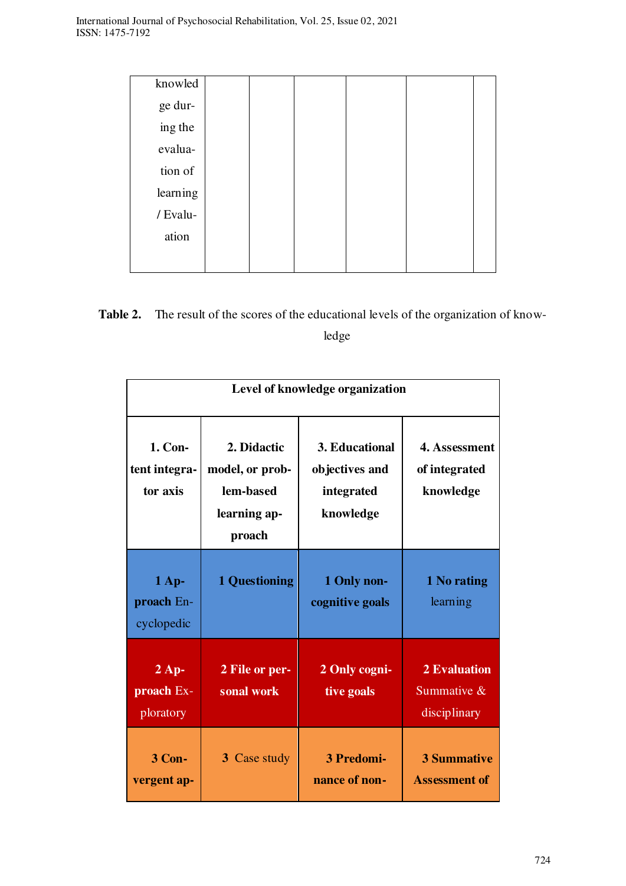| knowledge during the evaluation of learning / Evaluation | | | | | | |
|---|---|---|---|---|---|---|

**Table 2.** The result of the scores of the educational levels of the organization of knowledge

| Level of knowledge organization | | | |
|---|---|---|---|
| **1. Content integrator axis** | **2. Didactic model, or problem-based learning approach** | **3. Educational objectives and integrated knowledge** | **4. Assessment of integrated knowledge** |
| **1 Approach** Encyclopedic | **1 Questioning** | **1 Only non-cognitive goals** | **1 No rating** learning |
| **2 Approach** Exploratory | **2 File or personal work** | **2 Only cognitive goals** | **2 Evaluation** Summative & disciplinary |
| **3 Convergent ap-** | **3** Case study | **3 Predominance of non-** | **3 Summative Assessment of** |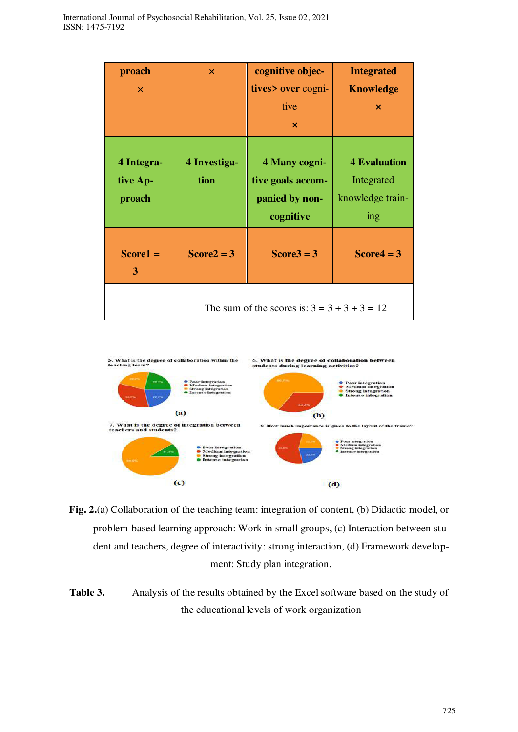| proach × | × | cognitive objectives> over cognitive × | Integrated Knowledge × |
|---|---|---|---|
| **4 Integrative Approach** | **4 Investigation** | **4 Many cognitive goals accompanied by non-cognitive** | **4 Evaluation** Integrated knowledge training |
| **Score1 = 3** | **Score2 = 3** | **Score3 = 3** | **Score4 = 3** |
| The sum of the scores is: 3 = 3 + 3 + 3 = 12 | | | |

**Fig. 2.**(a) Collaboration of the teaching team: integration of content, (b) Didactic model, or problem-based learning approach: Work in small groups, (c) Interaction between student and teachers, degree of interactivity: strong interaction, (d) Framework development: Study plan integration.

**Table 3.** Analysis of the results obtained by the Excel software based on the study of the educational levels of work organization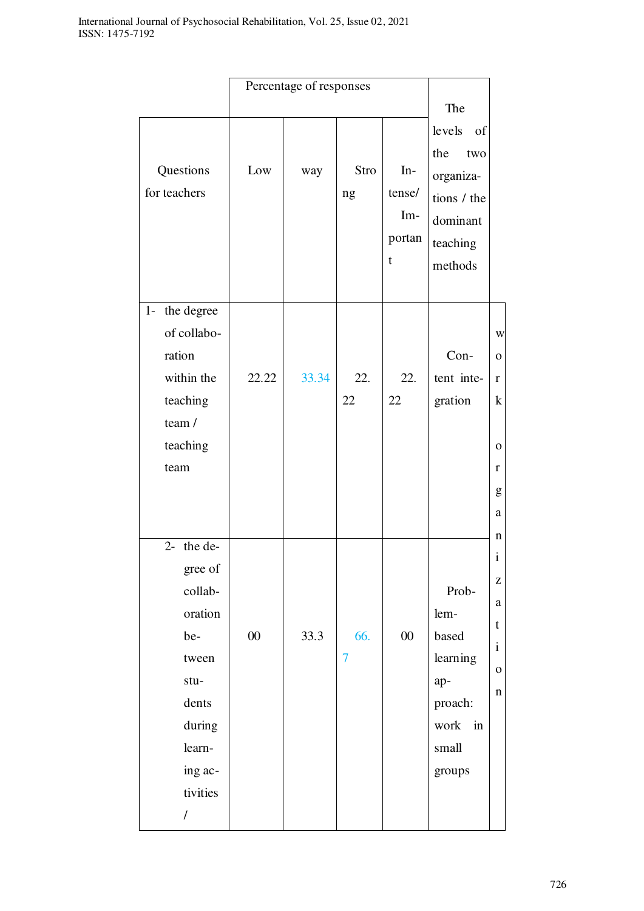| Questions for teachers | Percentage of responses | | | | The levels of the two organizations / the dominant teaching methods | |
|---|---|---|---|---|---|---|
| | Low | way | Strong | Intense/ Important | | |
| 1- the degree of collaboration within the teaching team / teaching team | 22.22 | 33.34 | 22.22 | 22.22 | Content integration | work organization |
| 2- the degree of collaboration between students during learning activities / | 00 | 33.3 | 66.7 | 00 | Problem-based learning approach: work in small groups | |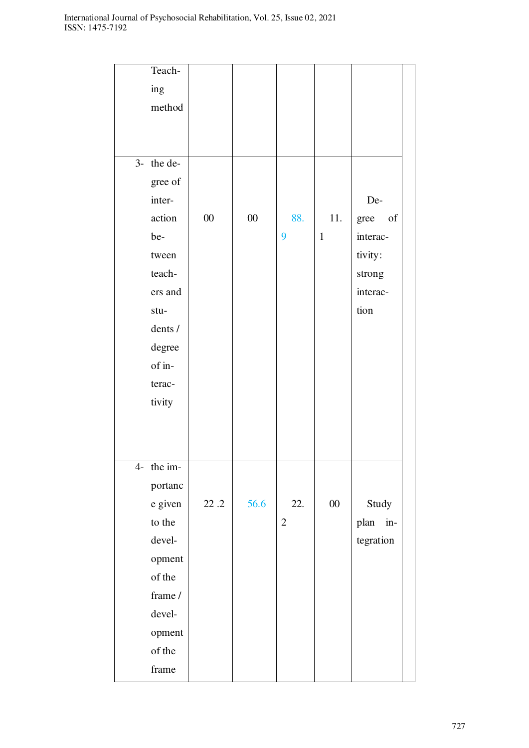| Teaching method | | | | | | |
|---|---|---|---|---|---|---|
| 3- the degree of interaction between teachers and students / degree of interactivity | 00 | 00 | 88.9 | 11.1 | Degree of interactivity: strong interaction | |
| 4- the importance given to the development of the frame / development of the frame | 22 .2 | 56.6 | 22.2 | 00 | Study plan integration | |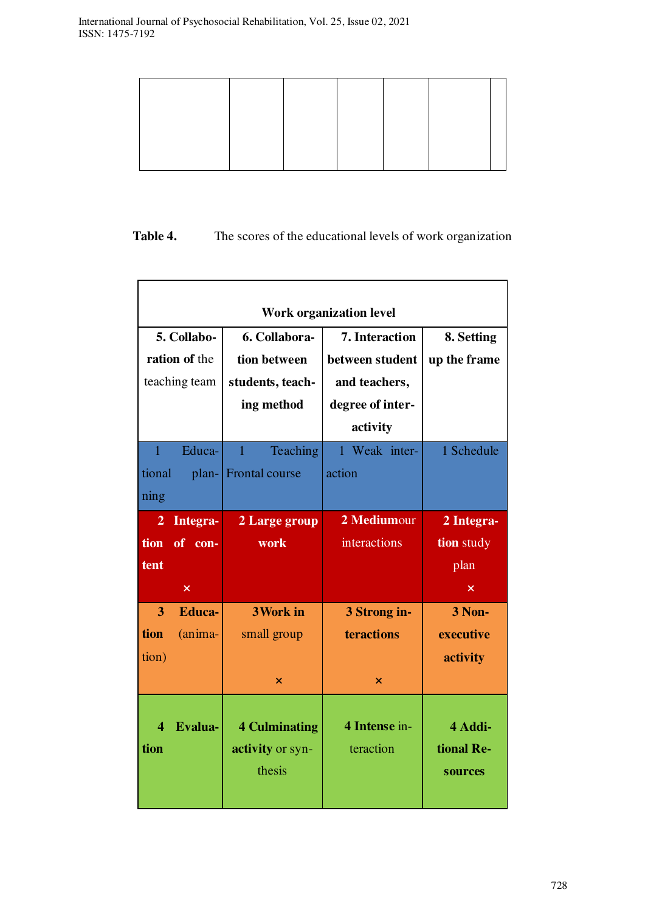| | | | | | | |
|---|---|---|---|---|---|---|
| | | | | | | |

**Table 4.** The scores of the educational levels of work organization

| Work organization level | | | |
|---|---|---|---|
| **5. Collaboration of** the teaching team | **6. Collaboration between students, teaching method** | **7. Interaction between student and teachers, degree of interactivity** | **8. Setting up the frame** |
| 1 Educational planning | 1 Teaching Frontal course | 1 Weak interaction | 1 Schedule |
| **2 Integration of content** × | **2 Large group work** | **2 Mediumour** interactions | **2 Integration** study plan × |
| **3 Education** (animation) | **3 Work in** small group × | **3 Strong interactions** × | **3 Non-executive activity** |
| **4 Evaluation** | **4 Culminating activity** or synthesis | **4 Intense** interaction | **4 Additional Resources** |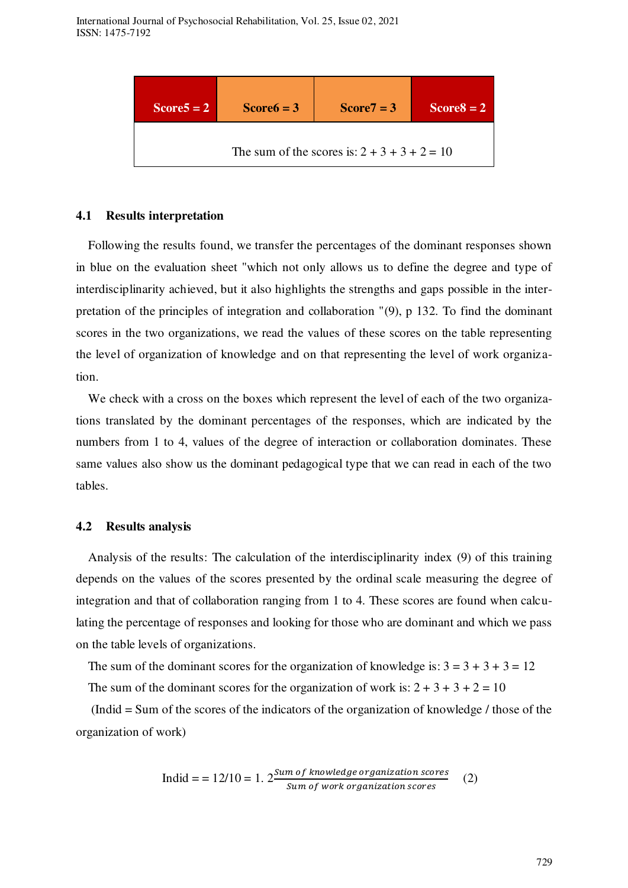| Score5 = 2 | Score6 = 3 | Score7 = 3 | Score8 = 2 |
|---|---|---|---|
| The sum of the scores is: 2 + 3 + 3 + 2 = 10 | | | |

## 4.1 Results interpretation

Following the results found, we transfer the percentages of the dominant responses shown in blue on the evaluation sheet "which not only allows us to define the degree and type of interdisciplinarity achieved, but it also highlights the strengths and gaps possible in the interpretation of the principles of integration and collaboration "(9), p 132. To find the dominant scores in the two organizations, we read the values of these scores on the table representing the level of organization of knowledge and on that representing the level of work organization.

We check with a cross on the boxes which represent the level of each of the two organizations translated by the dominant percentages of the responses, which are indicated by the numbers from 1 to 4, values of the degree of interaction or collaboration dominates. These same values also show us the dominant pedagogical type that we can read in each of the two tables.

## 4.2 Results analysis

Analysis of the results: The calculation of the interdisciplinarity index (9) of this training depends on the values of the scores presented by the ordinal scale measuring the degree of integration and that of collaboration ranging from 1 to 4. These scores are found when calculating the percentage of responses and looking for those who are dominant and which we pass on the table levels of organizations.

The sum of the dominant scores for the organization of knowledge is: 3 = 3 + 3 + 3 = 12

The sum of the dominant scores for the organization of work is: 2 + 3 + 3 + 2 = 10

(Indid = Sum of the scores of the indicators of the organization of knowledge / those of the organization of work)

$$\text{Indid} = = 12/10 = 1.\ 2\frac{\text{Sum of knowledge organization scores}}{\text{Sum of work organization scores}} \quad (2)$$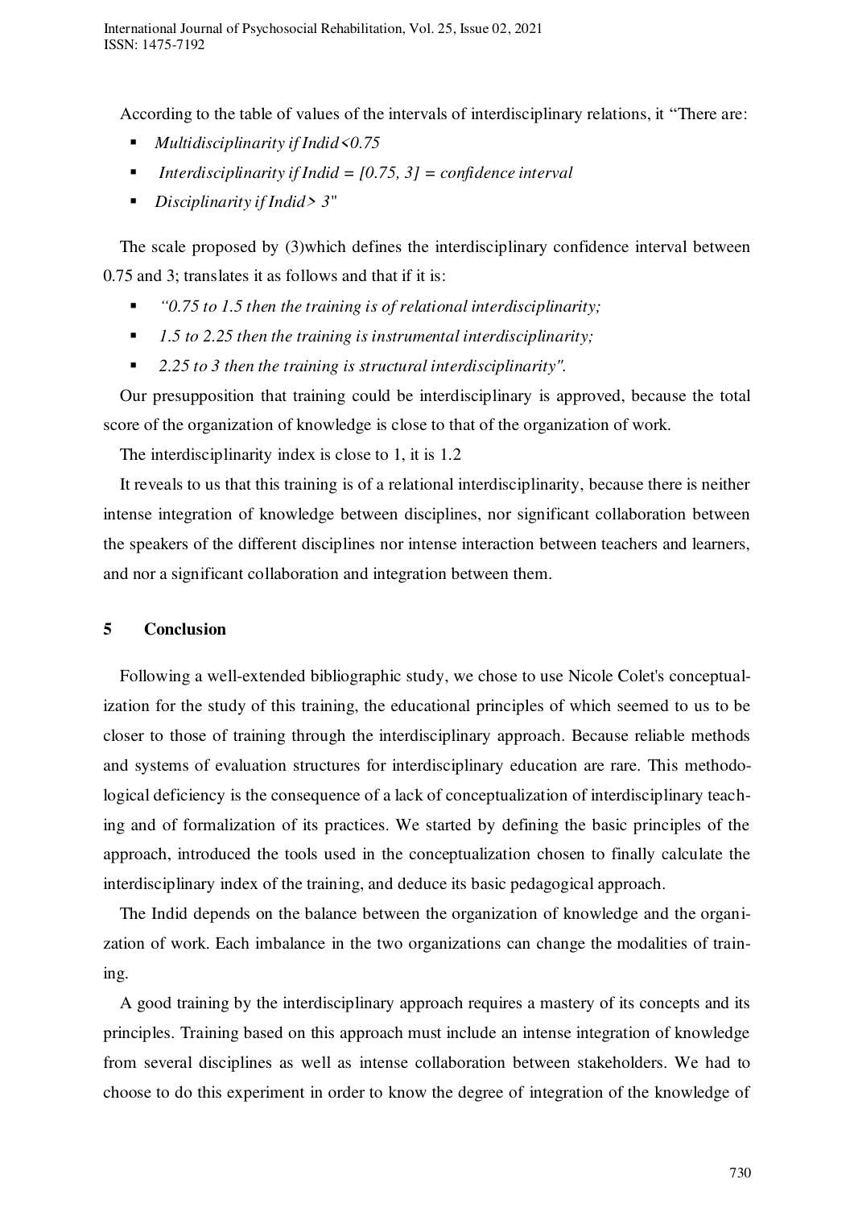According to the table of values of the intervals of interdisciplinary relations, it "There are:

- *Multidisciplinarity if Indid<0.75*
- *Interdisciplinarity if Indid = [0.75, 3] = confidence interval*
- *Disciplinarity if Indid> 3*"

The scale proposed by (3)which defines the interdisciplinary confidence interval between 0.75 and 3; translates it as follows and that if it is:

- *"0.75 to 1.5 then the training is of relational interdisciplinarity;*
- *1.5 to 2.25 then the training is instrumental interdisciplinarity;*
- *2.25 to 3 then the training is structural interdisciplinarity".*

Our presupposition that training could be interdisciplinary is approved, because the total score of the organization of knowledge is close to that of the organization of work.

The interdisciplinarity index is close to 1, it is 1.2

It reveals to us that this training is of a relational interdisciplinarity, because there is neither intense integration of knowledge between disciplines, nor significant collaboration between the speakers of the different disciplines nor intense interaction between teachers and learners, and nor a significant collaboration and integration between them.

## 5 Conclusion

Following a well-extended bibliographic study, we chose to use Nicole Colet's conceptualization for the study of this training, the educational principles of which seemed to us to be closer to those of training through the interdisciplinary approach. Because reliable methods and systems of evaluation structures for interdisciplinary education are rare. This methodological deficiency is the consequence of a lack of conceptualization of interdisciplinary teaching and of formalization of its practices. We started by defining the basic principles of the approach, introduced the tools used in the conceptualization chosen to finally calculate the interdisciplinary index of the training, and deduce its basic pedagogical approach.

The Indid depends on the balance between the organization of knowledge and the organization of work. Each imbalance in the two organizations can change the modalities of training.

A good training by the interdisciplinary approach requires a mastery of its concepts and its principles. Training based on this approach must include an intense integration of knowledge from several disciplines as well as intense collaboration between stakeholders. We had to choose to do this experiment in order to know the degree of integration of the knowledge of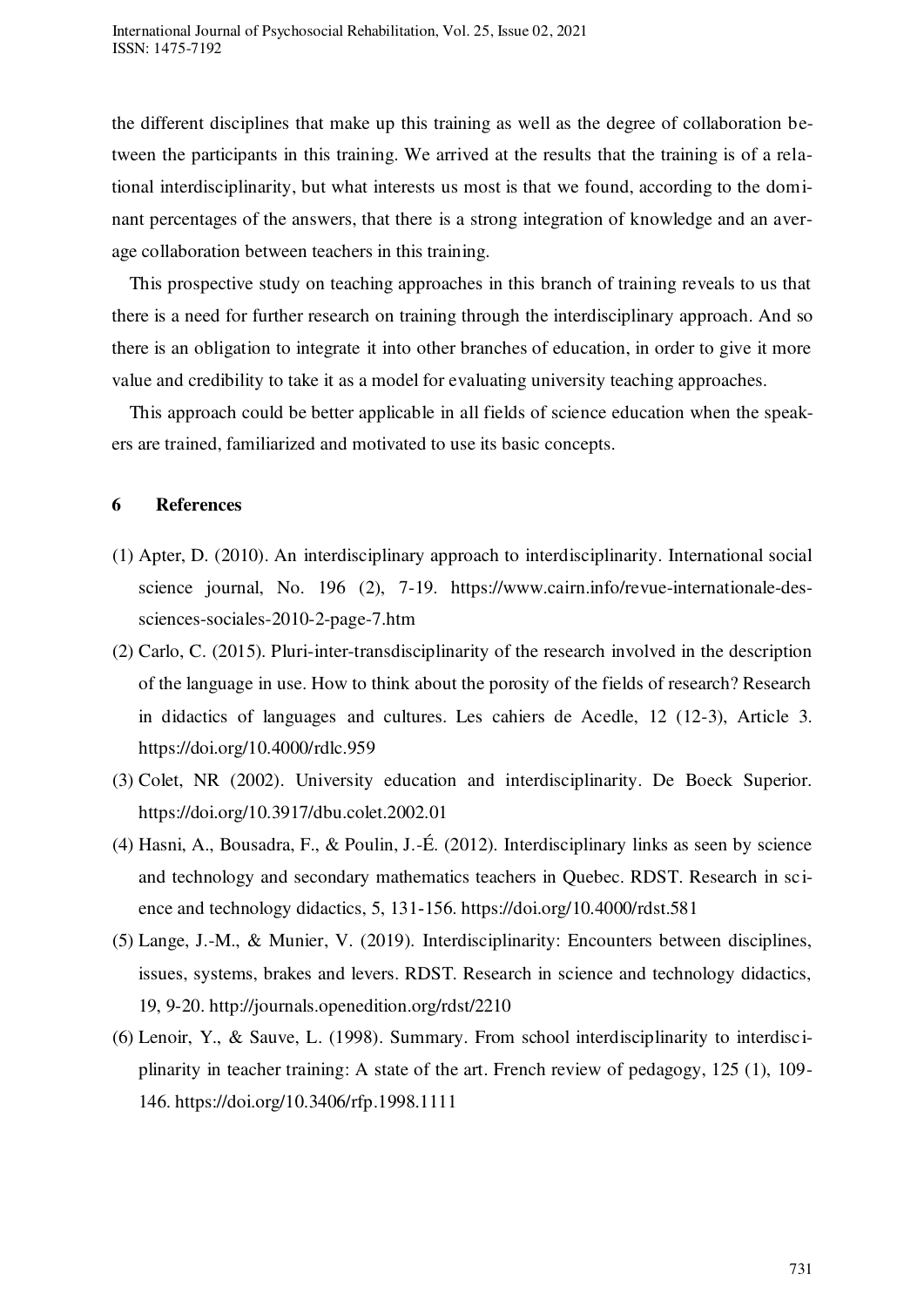the different disciplines that make up this training as well as the degree of collaboration between the participants in this training. We arrived at the results that the training is of a relational interdisciplinarity, but what interests us most is that we found, according to the dominant percentages of the answers, that there is a strong integration of knowledge and an average collaboration between teachers in this training.

This prospective study on teaching approaches in this branch of training reveals to us that there is a need for further research on training through the interdisciplinary approach. And so there is an obligation to integrate it into other branches of education, in order to give it more value and credibility to take it as a model for evaluating university teaching approaches.

This approach could be better applicable in all fields of science education when the speakers are trained, familiarized and motivated to use its basic concepts.

## 6 References

(1) Apter, D. (2010). An interdisciplinary approach to interdisciplinarity. International social science journal, No. 196 (2), 7-19. https://www.cairn.info/revue-internationale-des-sciences-sociales-2010-2-page-7.htm

(2) Carlo, C. (2015). Pluri-inter-transdisciplinarity of the research involved in the description of the language in use. How to think about the porosity of the fields of research? Research in didactics of languages and cultures. Les cahiers de Acedle, 12 (12-3), Article 3. https://doi.org/10.4000/rdlc.959

(3) Colet, NR (2002). University education and interdisciplinarity. De Boeck Superior. https://doi.org/10.3917/dbu.colet.2002.01

(4) Hasni, A., Bousadra, F., & Poulin, J.-É. (2012). Interdisciplinary links as seen by science and technology and secondary mathematics teachers in Quebec. RDST. Research in science and technology didactics, 5, 131-156. https://doi.org/10.4000/rdst.581

(5) Lange, J.-M., & Munier, V. (2019). Interdisciplinarity: Encounters between disciplines, issues, systems, brakes and levers. RDST. Research in science and technology didactics, 19, 9-20. http://journals.openedition.org/rdst/2210

(6) Lenoir, Y., & Sauve, L. (1998). Summary. From school interdisciplinarity to interdisciplinarity in teacher training: A state of the art. French review of pedagogy, 125 (1), 109-146. https://doi.org/10.3406/rfp.1998.1111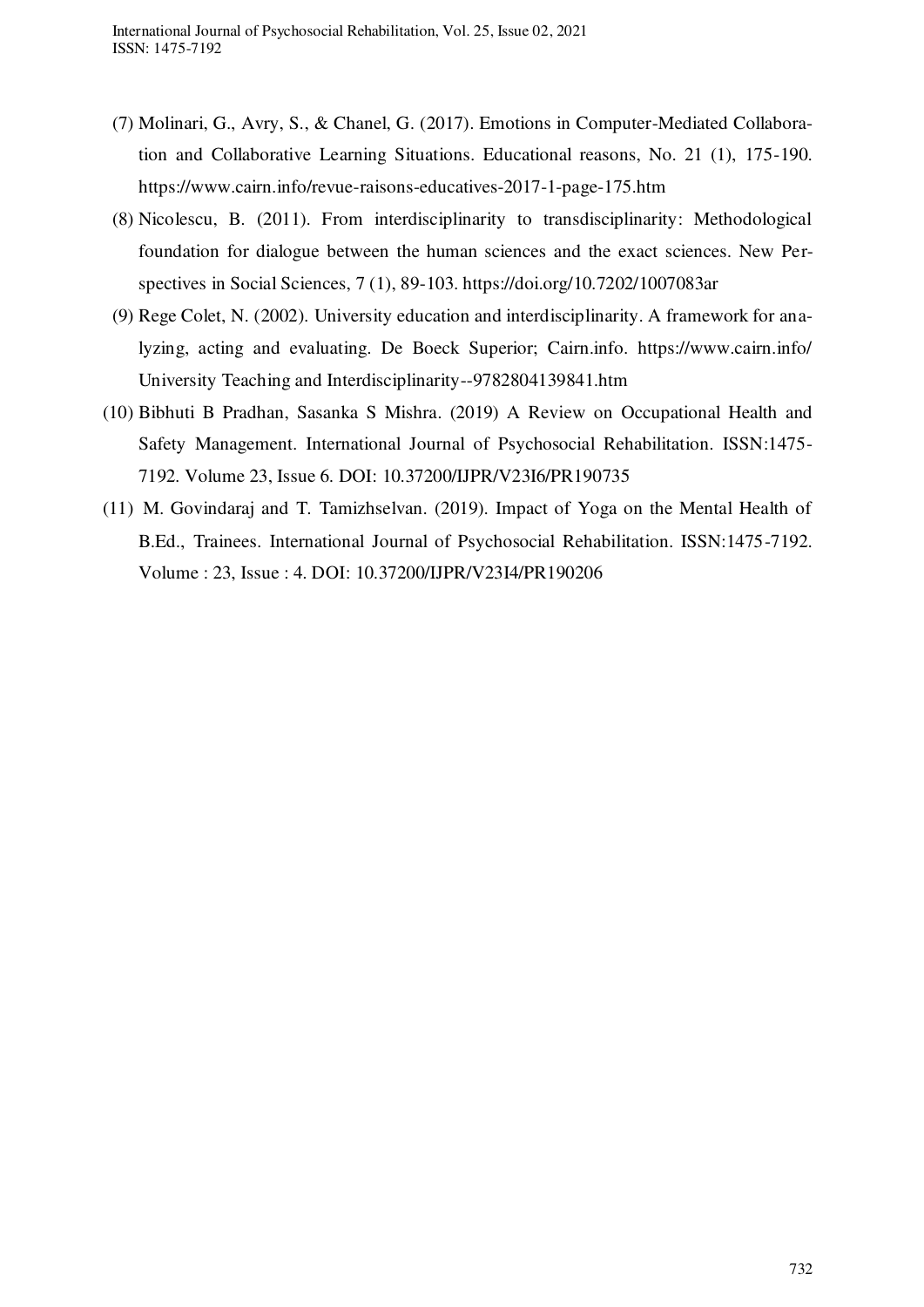(7) Molinari, G., Avry, S., & Chanel, G. (2017). Emotions in Computer-Mediated Collaboration and Collaborative Learning Situations. Educational reasons, No. 21 (1), 175-190. https://www.cairn.info/revue-raisons-educatives-2017-1-page-175.htm

(8) Nicolescu, B. (2011). From interdisciplinarity to transdisciplinarity: Methodological foundation for dialogue between the human sciences and the exact sciences. New Perspectives in Social Sciences, 7 (1), 89-103. https://doi.org/10.7202/1007083ar

(9) Rege Colet, N. (2002). University education and interdisciplinarity. A framework for analyzing, acting and evaluating. De Boeck Superior; Cairn.info. https://www.cairn.info/University Teaching and Interdisciplinarity--9782804139841.htm

(10) Bibhuti B Pradhan, Sasanka S Mishra. (2019) A Review on Occupational Health and Safety Management. International Journal of Psychosocial Rehabilitation. ISSN:1475-7192. Volume 23, Issue 6. DOI: 10.37200/IJPR/V23I6/PR190735

(11) M. Govindaraj and T. Tamizhselvan. (2019). Impact of Yoga on the Mental Health of B.Ed., Trainees. International Journal of Psychosocial Rehabilitation. ISSN:1475-7192. Volume : 23, Issue : 4. DOI: 10.37200/IJPR/V23I4/PR190206